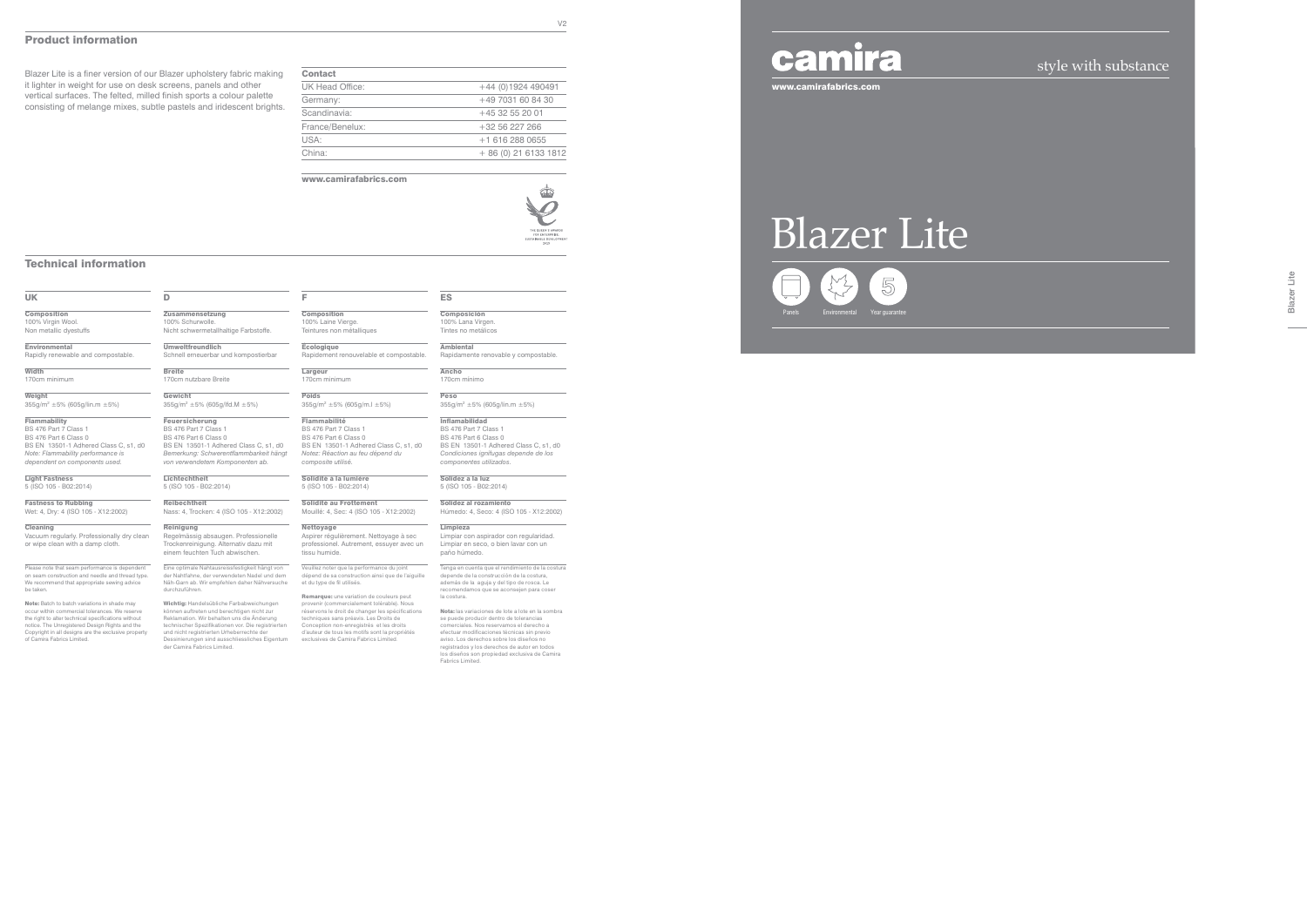## Product information

Blazer Lite is a finer version of our Blazer upholstery fabric making it lighter in weight for use on desk screens, panels and other vertical surfaces. The felted, milled finish sports a colour palette consisting of melange mixes, subtle pastels and iridescent brights.

| Contact | |
|---|---|
| UK Head Office: | +44 (0)1924 490491 |
| Germany: | +49 7031 60 84 30 |
| Scandinavia: | +45 32 55 20 01 |
| France/Benelux: | +32 56 227 266 |
| USA: | +1 616 288 0655 |
| China: | + 86 (0) 21 6133 1812 |

**www.camirafabrics.com**

THE QUEEN'S AWARDS FOR ENTERPRISE: SUSTAINABLE DEVELOPMENT 2009

## Technical information

### UK

**Composition**
100% Virgin Wool.
Non metallic dyestuffs

**Environmental**
Rapidly renewable and compostable.

**Width**
170cm minimum

**Weight**
355g/m² ±5% (605g/lin.m ±5%)

**Flammability**
BS 476 Part 7 Class 1
BS 476 Part 6 Class 0
BS EN 13501-1 Adhered Class C, s1, d0
*Note: Flammability performance is dependent on components used.*

**Light Fastness**
5 (ISO 105 - B02:2014)

**Fastness to Rubbing**
Wet: 4, Dry: 4 (ISO 105 - X12:2002)

**Cleaning**
Vacuum regularly. Professionally dry clean or wipe clean with a damp cloth.

Please note that seam performance is dependent on seam construction and needle and thread type. We recommend that appropriate sewing advice be taken.

**Note:** Batch to batch variations in shade may occur within commercial tolerances. We reserve the right to alter technical specifications without notice. The Unregistered Design Rights and the Copyright in all designs are the exclusive property of Camira Fabrics Limited.

### D

**Zusammensetzung**
100% Schurwolle.
Nicht schwermetallhaltige Farbstoffe.

**Umweltfreundlich**
Schnell erneuerbar und kompostierbar

**Breite**
170cm nutzbare Breite

**Gewicht**
355g/m² ±5% (605g/lfd.M ±5%)

**Feuersicherung**
BS 476 Part 7 Class 1
BS 476 Part 6 Class 0
BS EN 13501-1 Adhered Class C, s1, d0
*Bemerkung: Schwerentflammbarkeit hängt von verwendetem Komponenten ab.*

**Lichtechtheit**
5 (ISO 105 - B02:2014)

**Reibechtheit**
Nass: 4, Trocken: 4 (ISO 105 - X12:2002)

**Reinigung**
Regelmässig absaugen. Professionelle Trockenreinigung. Alternativ dazu mit einem feuchten Tuch abwischen.

Eine optimale Nahtausreissfestigkeit hängt von der Nahtfahne, der verwendeten Nadel und dem Näh-Garn ab. Wir empfehlen daher Nähversuche durchzuführen.

**Wichtig:** Handelsübliche Farbabweichungen können auftreten und berechtigen nicht zur Reklamation. Wir behalten uns die Änderung technischer Spezifikationen vor. Die registrierten und nicht registrierten Urheberrechte der Dessinierungen sind ausschliessliches Eigentum der Camira Fabrics Limited.

### F

**Composition**
100% Laine Vierge.
Teintures non métalliques

**Écologique**
Rapidement renouvelable et compostable.

**Largeur**
170cm minimum

**Poids**
355g/m² ±5% (605g/m.l ±5%)

**Flammabilité**
BS 476 Part 7 Class 1
BS 476 Part 6 Class 0
BS EN 13501-1 Adhered Class C, s1, d0
*Notez: Réaction au feu dépend du composite utilisé.*

**Solidité à la lumière**
5 (ISO 105 - B02:2014)

**Solidité au Frottement**
Mouillé: 4, Sec: 4 (ISO 105 - X12:2002)

**Nettoyage**
Aspirer régulièrement. Nettoyage à sec professionel. Autrement, essuyer avec un tissu humide.

Veuillez noter que la performance du joint dépend de sa construction ainsi que de l'aiguille et du type de fil utilisés.

**Remarque:** une variation de couleurs peut provenir (commercialement tolérable). Nous réservons le droit de changer les spécifications techniques sans préavis. Les Droits de Conception non-enregistrés et les droits d'auteur de tous les motifs sont la propriétés exclusives de Camira Fabrics Limited.

### ES

**Composición**
100% Lana Virgen.
Tintes no metálicos

**Ambiental**
Rapidamente renovable y compostable.

**Ancho**
170cm mínimo

**Peso**
355g/m² ±5% (605g/lin.m ±5%)

**Inflamabilidad**
BS 476 Part 7 Class 1
BS 476 Part 6 Class 0
BS EN 13501-1 Adhered Class C, s1, d0
*Condiciones ignífugas depende de los componentes utilizados.*

**Solidez a la luz**
5 (ISO 105 - B02:2014)

**Solidez al rozamiento**
Húmedo: 4, Seco: 4 (ISO 105 - X12:2002)

**Limpieza**
Limpiar con aspirador con regularidad. Limpiar en seco, o bien lavar con un paño húmedo.

Tenga en cuenta que el rendimiento de la costura depende de la construcción de la costura, además de la aguja y del tipo de rosca. Le recomendamos que se aconsejen para coser la costura.

**Nota:** las variaciones de lote a lote en la sombra se puede producir dentro de tolerancias comerciales. Nos reservamos el derecho a efectuar modificaciones técnicas sin previo aviso. Los derechos sobre los diseños no registrados y los derechos de autor en todos los diseños son propiedad exclusiva de Camira Fabrics Limited.

# camira

style with substance

**www.camirafabrics.com**

# Blazer Lite

Panels | Environmental | 5 Year guarantee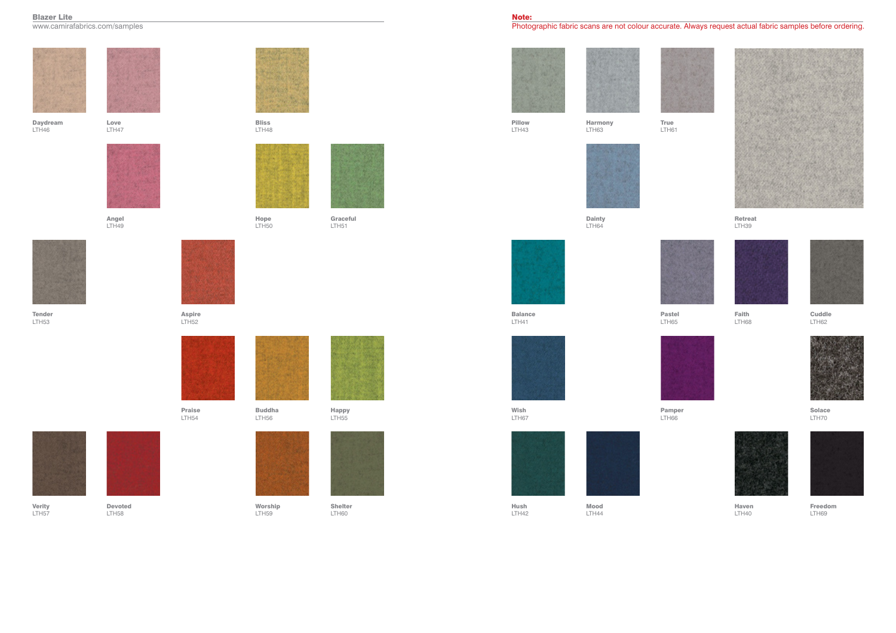**Blazer Lite**
www.camirafabrics.com/samples

**Note:**
Photographic fabric scans are not colour accurate. Always request actual fabric samples before ordering.

**Daydream**
LTH46

**Love**
LTH47

**Bliss**
LTH48

**Angel**
LTH49

**Hope**
LTH50

**Graceful**
LTH51

**Tender**
LTH53

**Aspire**
LTH52

**Praise**
LTH54

**Buddha**
LTH56

**Happy**
LTH55

**Verity**
LTH57

**Devoted**
LTH58

**Worship**
LTH59

**Shelter**
LTH60

**Pillow**
LTH43

**Harmony**
LTH63

**True**
LTH61

**Dainty**
LTH64

**Retreat**
LTH39

**Balance**
LTH41

**Pastel**
LTH65

**Faith**
LTH68

**Cuddle**
LTH62

**Wish**
LTH67

**Pamper**
LTH66

**Solace**
LTH70

**Hush**
LTH42

**Mood**
LTH44

**Haven**
LTH40

**Freedom**
LTH69